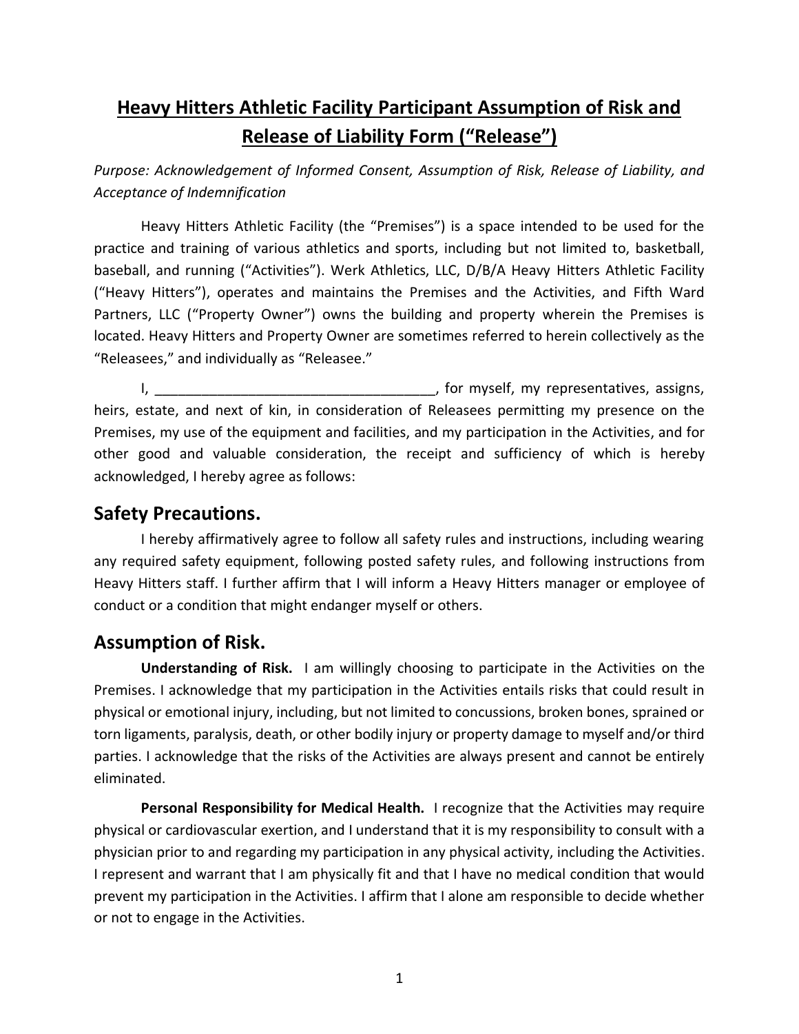# **Heavy Hitters Athletic Facility Participant Assumption of Risk and Release of Liability Form ("Release")**

*Purpose: Acknowledgement of Informed Consent, Assumption of Risk, Release of Liability, and Acceptance of Indemnification*

Heavy Hitters Athletic Facility (the "Premises") is a space intended to be used for the practice and training of various athletics and sports, including but not limited to, basketball, baseball, and running ("Activities"). Werk Athletics, LLC, D/B/A Heavy Hitters Athletic Facility ("Heavy Hitters"), operates and maintains the Premises and the Activities, and Fifth Ward Partners, LLC ("Property Owner") owns the building and property wherein the Premises is located. Heavy Hitters and Property Owner are sometimes referred to herein collectively as the "Releasees," and individually as "Releasee."

I, ____________________________________, for myself, my representatives, assigns, heirs, estate, and next of kin, in consideration of Releasees permitting my presence on the Premises, my use of the equipment and facilities, and my participation in the Activities, and for other good and valuable consideration, the receipt and sufficiency of which is hereby acknowledged, I hereby agree as follows:

## Safety Precautions.

I hereby affirmatively agree to follow all safety rules and instructions, including wearing any required safety equipment, following posted safety rules, and following instructions from Heavy Hitters staff. I further affirm that I will inform a Heavy Hitters manager or employee of conduct or a condition that might endanger myself or others.

## Assumption of Risk.

**Understanding of Risk.** I am willingly choosing to participate in the Activities on the Premises. I acknowledge that my participation in the Activities entails risks that could result in physical or emotional injury, including, but not limited to concussions, broken bones, sprained or torn ligaments, paralysis, death, or other bodily injury or property damage to myself and/or third parties. I acknowledge that the risks of the Activities are always present and cannot be entirely eliminated.

**Personal Responsibility for Medical Health.** I recognize that the Activities may require physical or cardiovascular exertion, and I understand that it is my responsibility to consult with a physician prior to and regarding my participation in any physical activity, including the Activities. I represent and warrant that I am physically fit and that I have no medical condition that would prevent my participation in the Activities. I affirm that I alone am responsible to decide whether or not to engage in the Activities.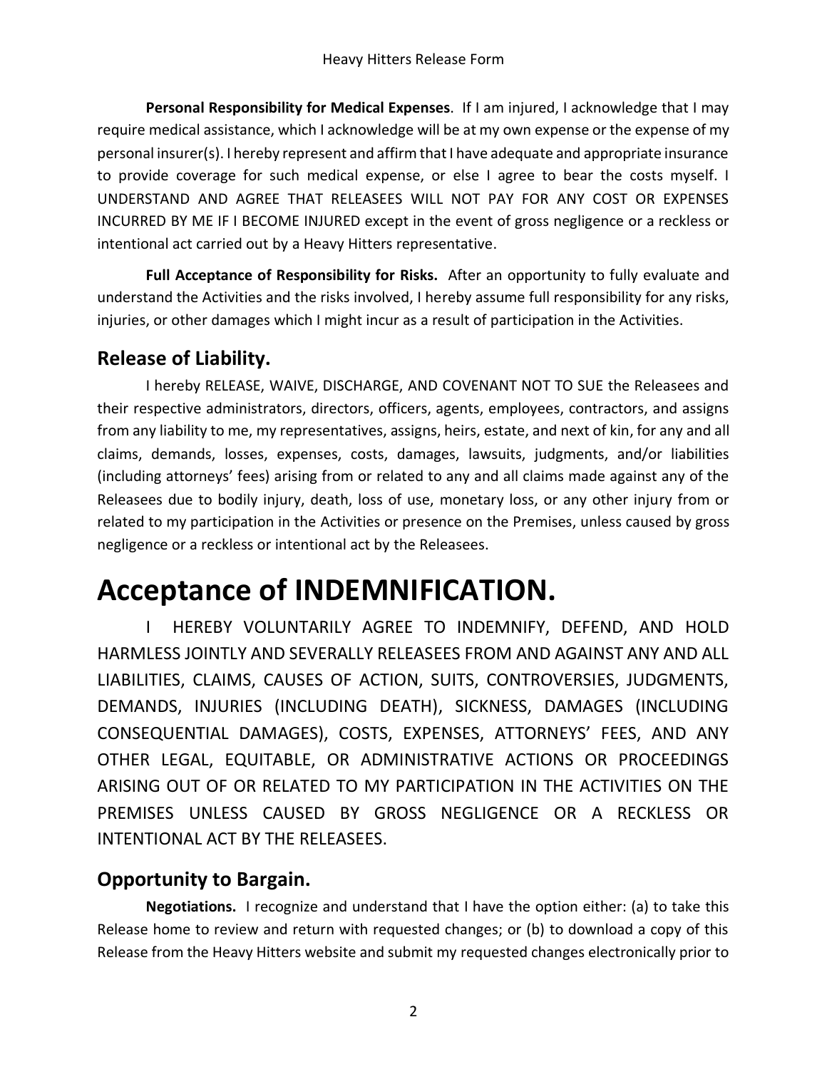**Personal Responsibility for Medical Expenses**. If I am injured, I acknowledge that I may require medical assistance, which I acknowledge will be at my own expense or the expense of my personal insurer(s). I hereby represent and affirm that I have adequate and appropriate insurance to provide coverage for such medical expense, or else I agree to bear the costs myself. I UNDERSTAND AND AGREE THAT RELEASEES WILL NOT PAY FOR ANY COST OR EXPENSES INCURRED BY ME IF I BECOME INJURED except in the event of gross negligence or a reckless or intentional act carried out by a Heavy Hitters representative.

**Full Acceptance of Responsibility for Risks.** After an opportunity to fully evaluate and understand the Activities and the risks involved, I hereby assume full responsibility for any risks, injuries, or other damages which I might incur as a result of participation in the Activities.

## Release of Liability.

I hereby RELEASE, WAIVE, DISCHARGE, AND COVENANT NOT TO SUE the Releasees and their respective administrators, directors, officers, agents, employees, contractors, and assigns from any liability to me, my representatives, assigns, heirs, estate, and next of kin, for any and all claims, demands, losses, expenses, costs, damages, lawsuits, judgments, and/or liabilities (including attorneys' fees) arising from or related to any and all claims made against any of the Releasees due to bodily injury, death, loss of use, monetary loss, or any other injury from or related to my participation in the Activities or presence on the Premises, unless caused by gross negligence or a reckless or intentional act by the Releasees.

# Acceptance of INDEMNIFICATION.

I HEREBY VOLUNTARILY AGREE TO INDEMNIFY, DEFEND, AND HOLD HARMLESS JOINTLY AND SEVERALLY RELEASEES FROM AND AGAINST ANY AND ALL LIABILITIES, CLAIMS, CAUSES OF ACTION, SUITS, CONTROVERSIES, JUDGMENTS, DEMANDS, INJURIES (INCLUDING DEATH), SICKNESS, DAMAGES (INCLUDING CONSEQUENTIAL DAMAGES), COSTS, EXPENSES, ATTORNEYS' FEES, AND ANY OTHER LEGAL, EQUITABLE, OR ADMINISTRATIVE ACTIONS OR PROCEEDINGS ARISING OUT OF OR RELATED TO MY PARTICIPATION IN THE ACTIVITIES ON THE PREMISES UNLESS CAUSED BY GROSS NEGLIGENCE OR A RECKLESS OR INTENTIONAL ACT BY THE RELEASEES.

## Opportunity to Bargain.

**Negotiations.** I recognize and understand that I have the option either: (a) to take this Release home to review and return with requested changes; or (b) to download a copy of this Release from the Heavy Hitters website and submit my requested changes electronically prior to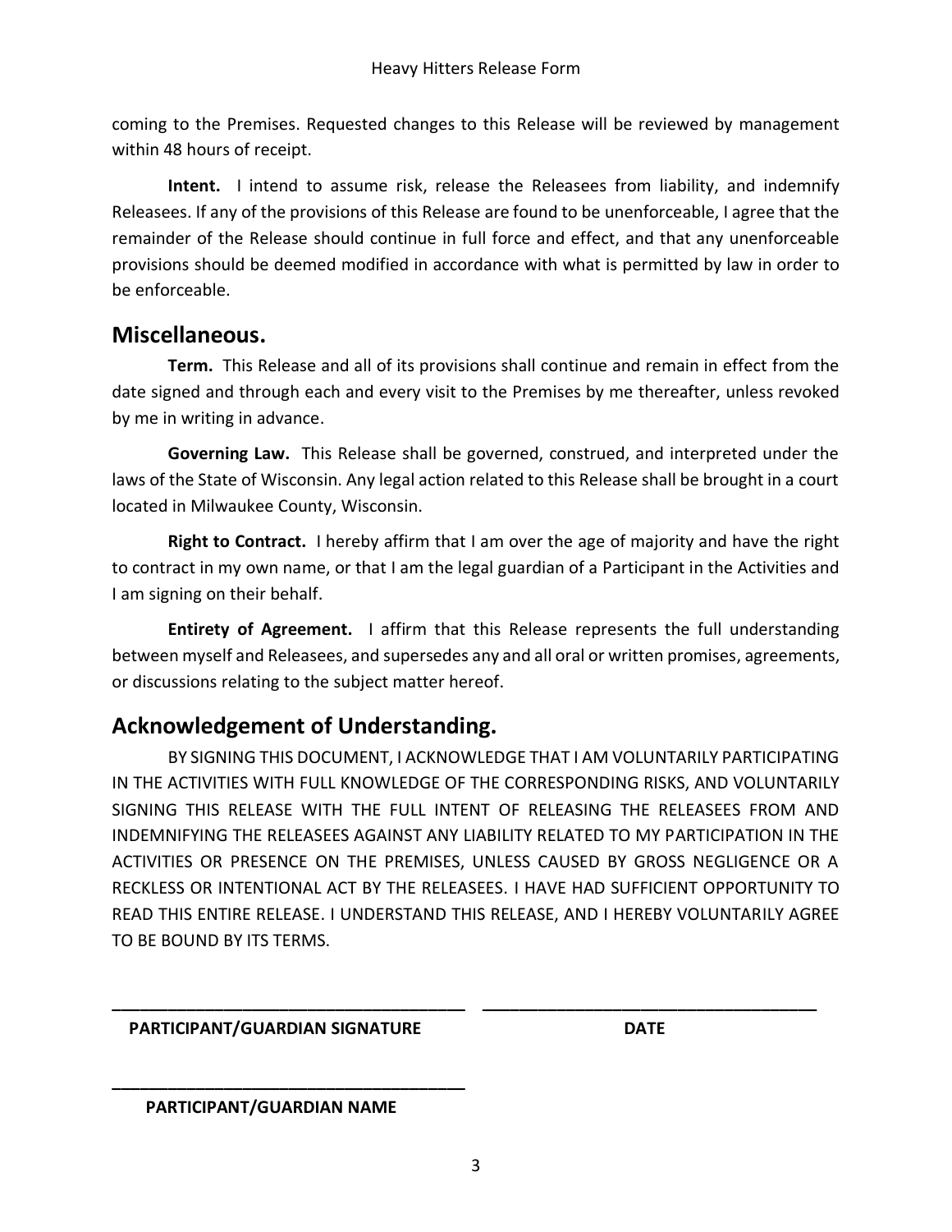coming to the Premises. Requested changes to this Release will be reviewed by management within 48 hours of receipt.

**Intent.** I intend to assume risk, release the Releasees from liability, and indemnify Releasees. If any of the provisions of this Release are found to be unenforceable, I agree that the remainder of the Release should continue in full force and effect, and that any unenforceable provisions should be deemed modified in accordance with what is permitted by law in order to be enforceable.

## Miscellaneous.

**Term.** This Release and all of its provisions shall continue and remain in effect from the date signed and through each and every visit to the Premises by me thereafter, unless revoked by me in writing in advance.

**Governing Law.** This Release shall be governed, construed, and interpreted under the laws of the State of Wisconsin. Any legal action related to this Release shall be brought in a court located in Milwaukee County, Wisconsin.

**Right to Contract.** I hereby affirm that I am over the age of majority and have the right to contract in my own name, or that I am the legal guardian of a Participant in the Activities and I am signing on their behalf.

**Entirety of Agreement.** I affirm that this Release represents the full understanding between myself and Releasees, and supersedes any and all oral or written promises, agreements, or discussions relating to the subject matter hereof.

## Acknowledgement of Understanding.

BY SIGNING THIS DOCUMENT, I ACKNOWLEDGE THAT I AM VOLUNTARILY PARTICIPATING IN THE ACTIVITIES WITH FULL KNOWLEDGE OF THE CORRESPONDING RISKS, AND VOLUNTARILY SIGNING THIS RELEASE WITH THE FULL INTENT OF RELEASING THE RELEASEES FROM AND INDEMNIFYING THE RELEASEES AGAINST ANY LIABILITY RELATED TO MY PARTICIPATION IN THE ACTIVITIES OR PRESENCE ON THE PREMISES, UNLESS CAUSED BY GROSS NEGLIGENCE OR A RECKLESS OR INTENTIONAL ACT BY THE RELEASEES. I HAVE HAD SUFFICIENT OPPORTUNITY TO READ THIS ENTIRE RELEASE. I UNDERSTAND THIS RELEASE, AND I HEREBY VOLUNTARILY AGREE TO BE BOUND BY ITS TERMS.

_______________________________________ _______________________________________

**PARTICIPANT/GUARDIAN SIGNATURE** **DATE**

_______________________________________

**PARTICIPANT/GUARDIAN NAME**